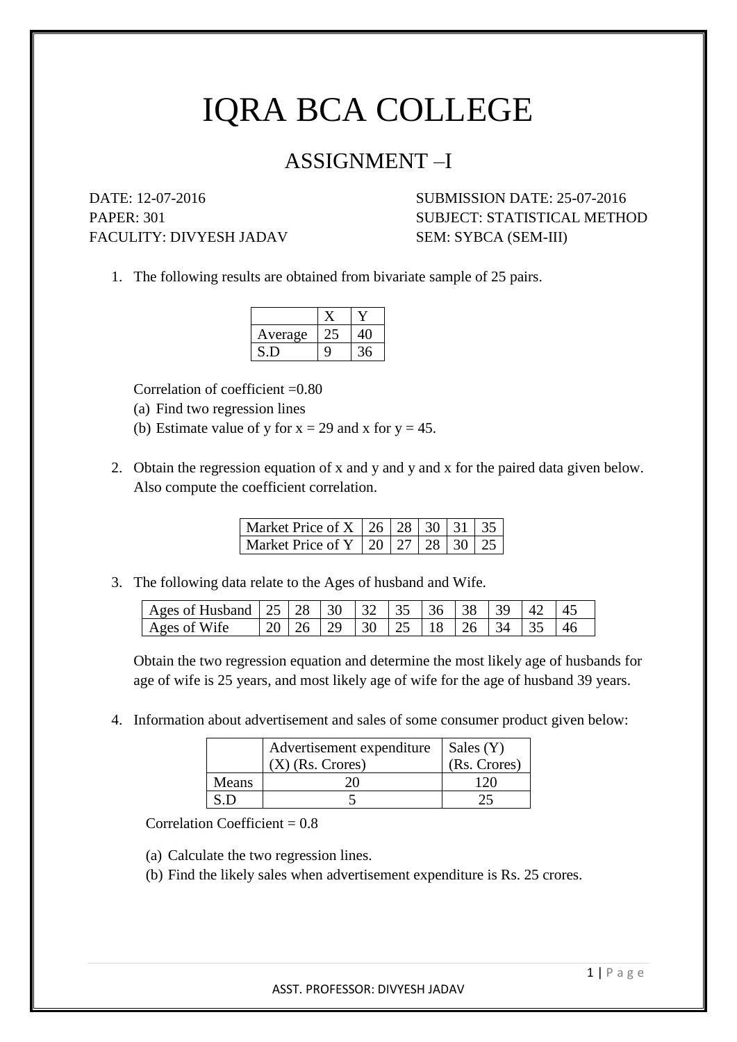# IQRA BCA COLLEGE

## ASSIGNMENT –I

DATE: 12-07-2016
SUBMISSION DATE: 25-07-2016
PAPER: 301
SUBJECT: STATISTICAL METHOD
FACULITY: DIVYESH JADAV
SEM: SYBCA (SEM-III)

1. The following results are obtained from bivariate sample of 25 pairs.

| | X | Y |
|---|---|---|
| Average | 25 | 40 |
| S.D | 9 | 36 |

   Correlation of coefficient =0.80

   (a) Find two regression lines

   (b) Estimate value of y for x = 29 and x for y = 45.

2. Obtain the regression equation of x and y and y and x for the paired data given below. Also compute the coefficient correlation.

| Market Price of X | 26 | 28 | 30 | 31 | 35 |
|---|---|---|---|---|---|
| Market Price of Y | 20 | 27 | 28 | 30 | 25 |

3. The following data relate to the Ages of husband and Wife.

| Ages of Husband | 25 | 28 | 30 | 32 | 35 | 36 | 38 | 39 | 42 | 45 |
|---|---|---|---|---|---|---|---|---|---|---|
| Ages of Wife | 20 | 26 | 29 | 30 | 25 | 18 | 26 | 34 | 35 | 46 |

   Obtain the two regression equation and determine the most likely age of husbands for age of wife is 25 years, and most likely age of wife for the age of husband 39 years.

4. Information about advertisement and sales of some consumer product given below:

| | Advertisement expenditure (X) (Rs. Crores) | Sales (Y) (Rs. Crores) |
|---|---|---|
| Means | 20 | 120 |
| S.D | 5 | 25 |

   Correlation Coefficient = 0.8

   (a) Calculate the two regression lines.

   (b) Find the likely sales when advertisement expenditure is Rs. 25 crores.

ASST. PROFESSOR: DIVYESH JADAV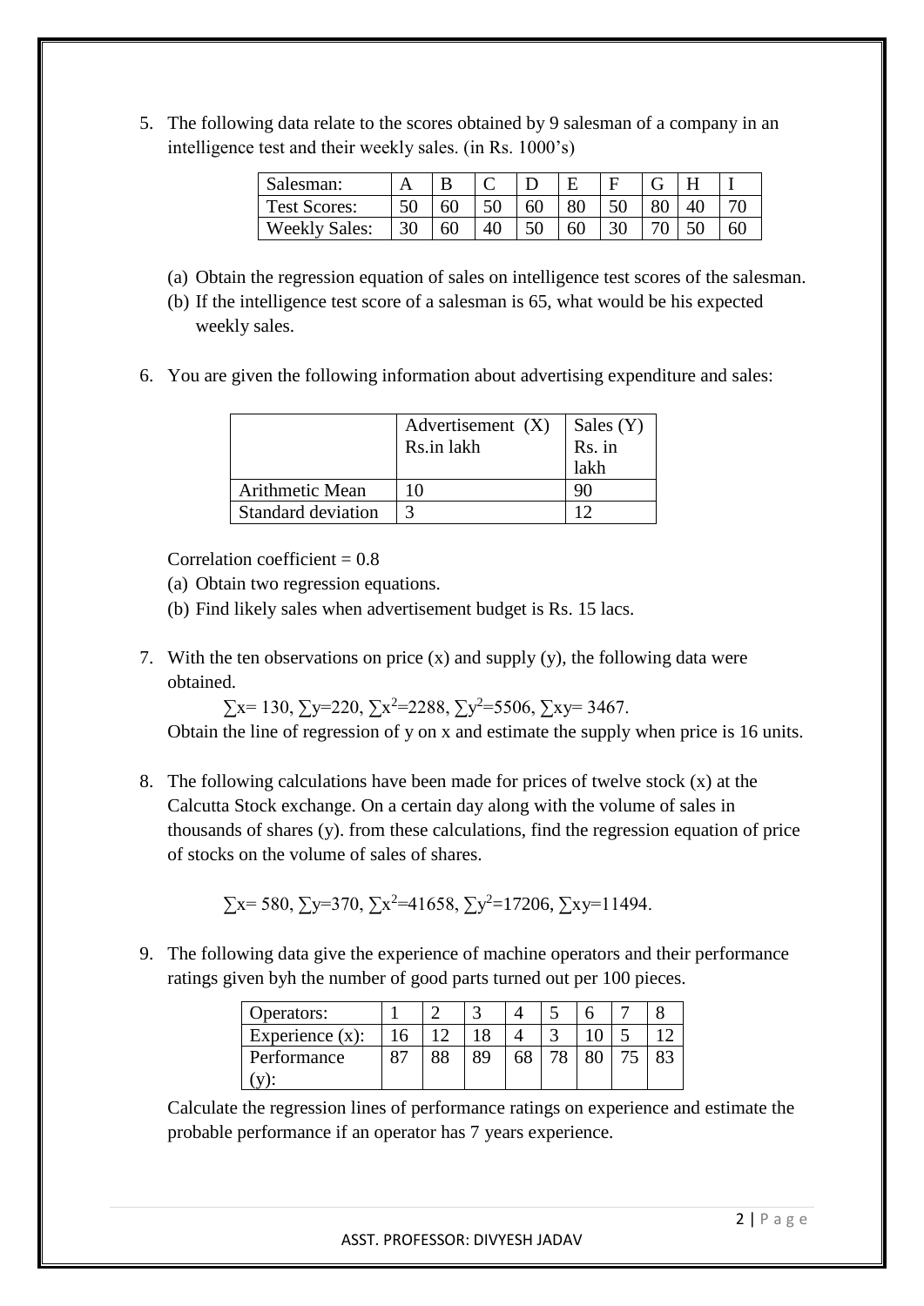5. The following data relate to the scores obtained by 9 salesman of a company in an intelligence test and their weekly sales. (in Rs. 1000's)

| Salesman: | A | B | C | D | E | F | G | H | I |
|---|---|---|---|---|---|---|---|---|---|
| Test Scores: | 50 | 60 | 50 | 60 | 80 | 50 | 80 | 40 | 70 |
| Weekly Sales: | 30 | 60 | 40 | 50 | 60 | 30 | 70 | 50 | 60 |

   (a) Obtain the regression equation of sales on intelligence test scores of the salesman.
   (b) If the intelligence test score of a salesman is 65, what would be his expected weekly sales.

6. You are given the following information about advertising expenditure and sales:

| | Advertisement (X) Rs.in lakh | Sales (Y) Rs. in lakh |
|---|---|---|
| Arithmetic Mean | 10 | 90 |
| Standard deviation | 3 | 12 |

   Correlation coefficient = 0.8
   (a) Obtain two regression equations.
   (b) Find likely sales when advertisement budget is Rs. 15 lacs.

7. With the ten observations on price (x) and supply (y), the following data were obtained.

   $\sum x= 130, \sum y=220, \sum x^2=2288, \sum y^2=5506, \sum xy= 3467.$

   Obtain the line of regression of y on x and estimate the supply when price is 16 units.

8. The following calculations have been made for prices of twelve stock (x) at the Calcutta Stock exchange. On a certain day along with the volume of sales in thousands of shares (y). from these calculations, find the regression equation of price of stocks on the volume of sales of shares.

   $\sum x= 580, \sum y=370, \sum x^2=41658, \sum y^2=17206, \sum xy=11494.$

9. The following data give the experience of machine operators and their performance ratings given byh the number of good parts turned out per 100 pieces.

| Operators: | 1 | 2 | 3 | 4 | 5 | 6 | 7 | 8 |
|---|---|---|---|---|---|---|---|---|
| Experience (x): | 16 | 12 | 18 | 4 | 3 | 10 | 5 | 12 |
| Performance (y): | 87 | 88 | 89 | 68 | 78 | 80 | 75 | 83 |

   Calculate the regression lines of performance ratings on experience and estimate the probable performance if an operator has 7 years experience.